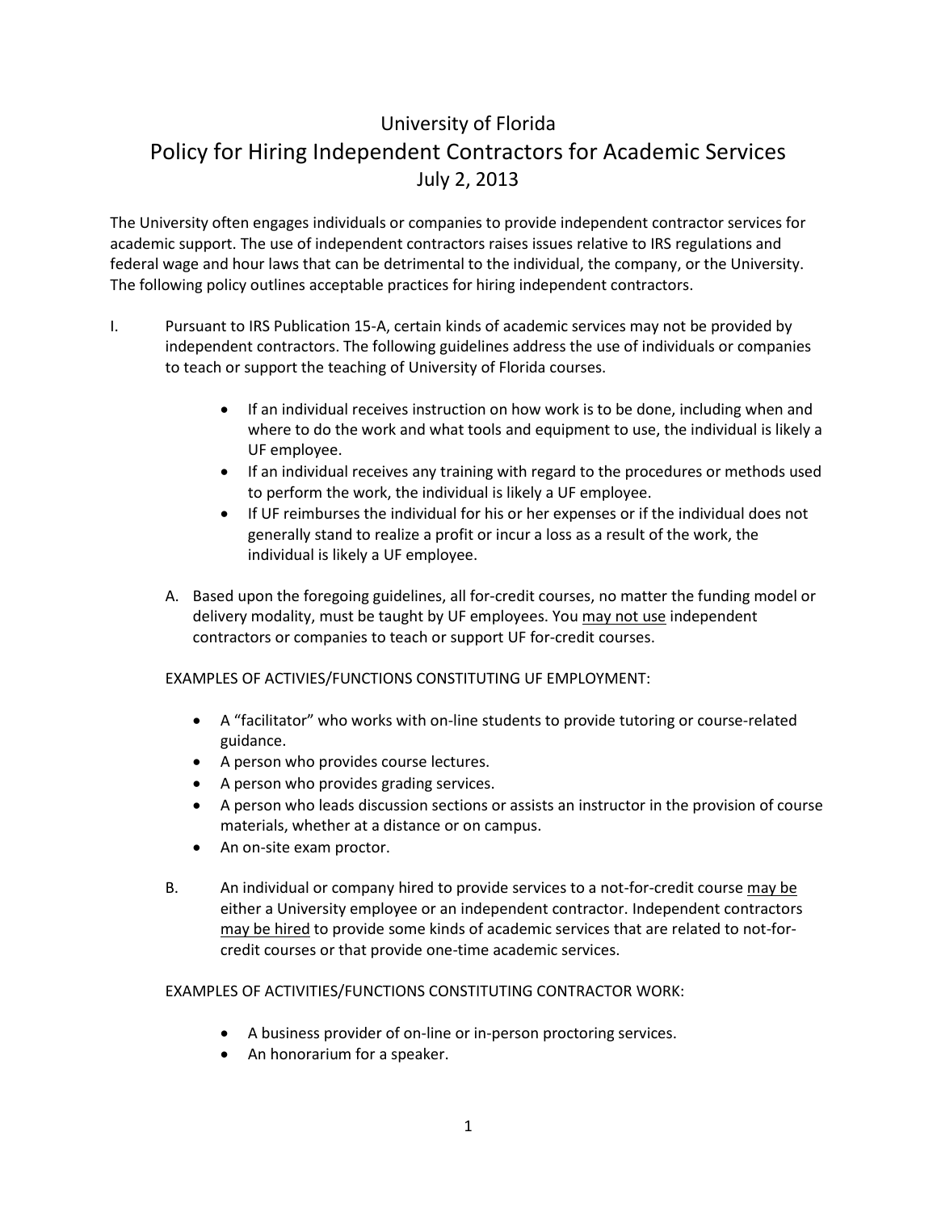# University of Florida

## Policy for Hiring Independent Contractors for Academic Services

July 2, 2013

The University often engages individuals or companies to provide independent contractor services for academic support. The use of independent contractors raises issues relative to IRS regulations and federal wage and hour laws that can be detrimental to the individual, the company, or the University. The following policy outlines acceptable practices for hiring independent contractors.

I. Pursuant to IRS Publication 15-A, certain kinds of academic services may not be provided by independent contractors. The following guidelines address the use of individuals or companies to teach or support the teaching of University of Florida courses.

- If an individual receives instruction on how work is to be done, including when and where to do the work and what tools and equipment to use, the individual is likely a UF employee.
- If an individual receives any training with regard to the procedures or methods used to perform the work, the individual is likely a UF employee.
- If UF reimburses the individual for his or her expenses or if the individual does not generally stand to realize a profit or incur a loss as a result of the work, the individual is likely a UF employee.

A. Based upon the foregoing guidelines, all for-credit courses, no matter the funding model or delivery modality, must be taught by UF employees. You <u>may not use</u> independent contractors or companies to teach or support UF for-credit courses.

EXAMPLES OF ACTIVIES/FUNCTIONS CONSTITUTING UF EMPLOYMENT:

- A "facilitator" who works with on-line students to provide tutoring or course-related guidance.
- A person who provides course lectures.
- A person who provides grading services.
- A person who leads discussion sections or assists an instructor in the provision of course materials, whether at a distance or on campus.
- An on-site exam proctor.

B. An individual or company hired to provide services to a not-for-credit course <u>may be</u> either a University employee or an independent contractor. Independent contractors <u>may be hired</u> to provide some kinds of academic services that are related to not-for-credit courses or that provide one-time academic services.

EXAMPLES OF ACTIVITIES/FUNCTIONS CONSTITUTING CONTRACTOR WORK:

- A business provider of on-line or in-person proctoring services.
- An honorarium for a speaker.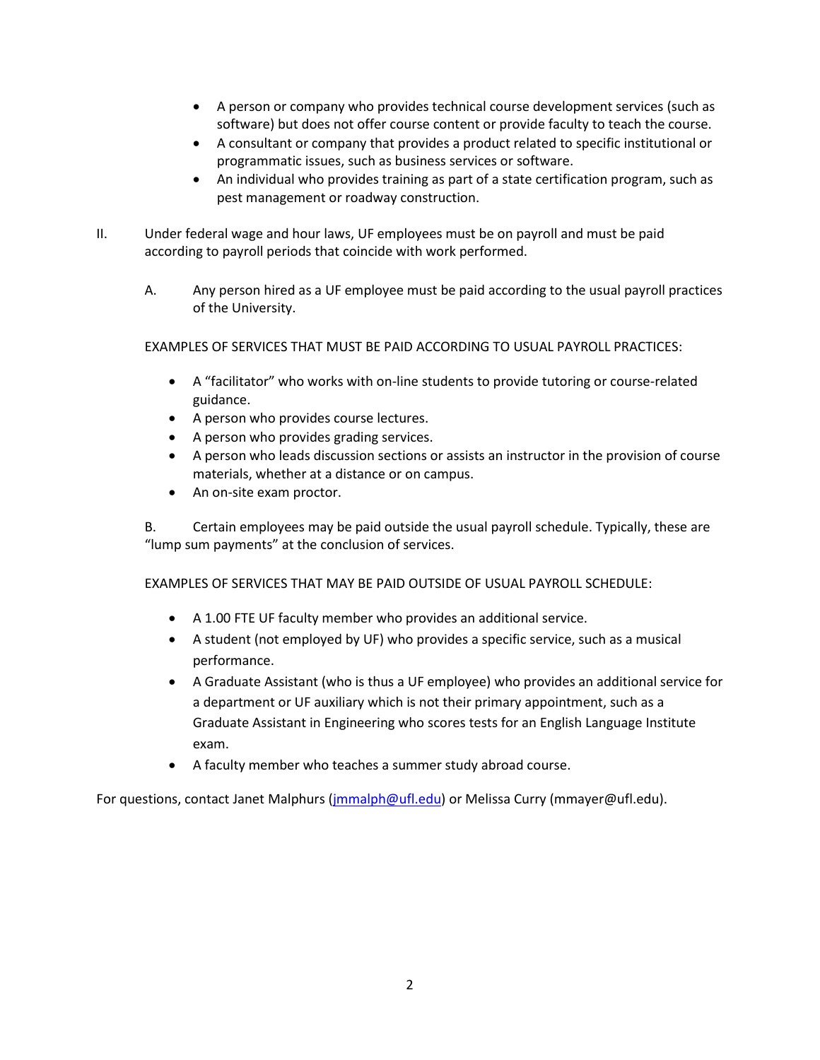- A person or company who provides technical course development services (such as software) but does not offer course content or provide faculty to teach the course.
- A consultant or company that provides a product related to specific institutional or programmatic issues, such as business services or software.
- An individual who provides training as part of a state certification program, such as pest management or roadway construction.

II. Under federal wage and hour laws, UF employees must be on payroll and must be paid according to payroll periods that coincide with work performed.

A. Any person hired as a UF employee must be paid according to the usual payroll practices of the University.

EXAMPLES OF SERVICES THAT MUST BE PAID ACCORDING TO USUAL PAYROLL PRACTICES:

- A "facilitator" who works with on-line students to provide tutoring or course-related guidance.
- A person who provides course lectures.
- A person who provides grading services.
- A person who leads discussion sections or assists an instructor in the provision of course materials, whether at a distance or on campus.
- An on-site exam proctor.

B. Certain employees may be paid outside the usual payroll schedule. Typically, these are "lump sum payments" at the conclusion of services.

EXAMPLES OF SERVICES THAT MAY BE PAID OUTSIDE OF USUAL PAYROLL SCHEDULE:

- A 1.00 FTE UF faculty member who provides an additional service.
- A student (not employed by UF) who provides a specific service, such as a musical performance.
- A Graduate Assistant (who is thus a UF employee) who provides an additional service for a department or UF auxiliary which is not their primary appointment, such as a Graduate Assistant in Engineering who scores tests for an English Language Institute exam.
- A faculty member who teaches a summer study abroad course.

For questions, contact Janet Malphurs (jmmalph@ufl.edu) or Melissa Curry (mmayer@ufl.edu).